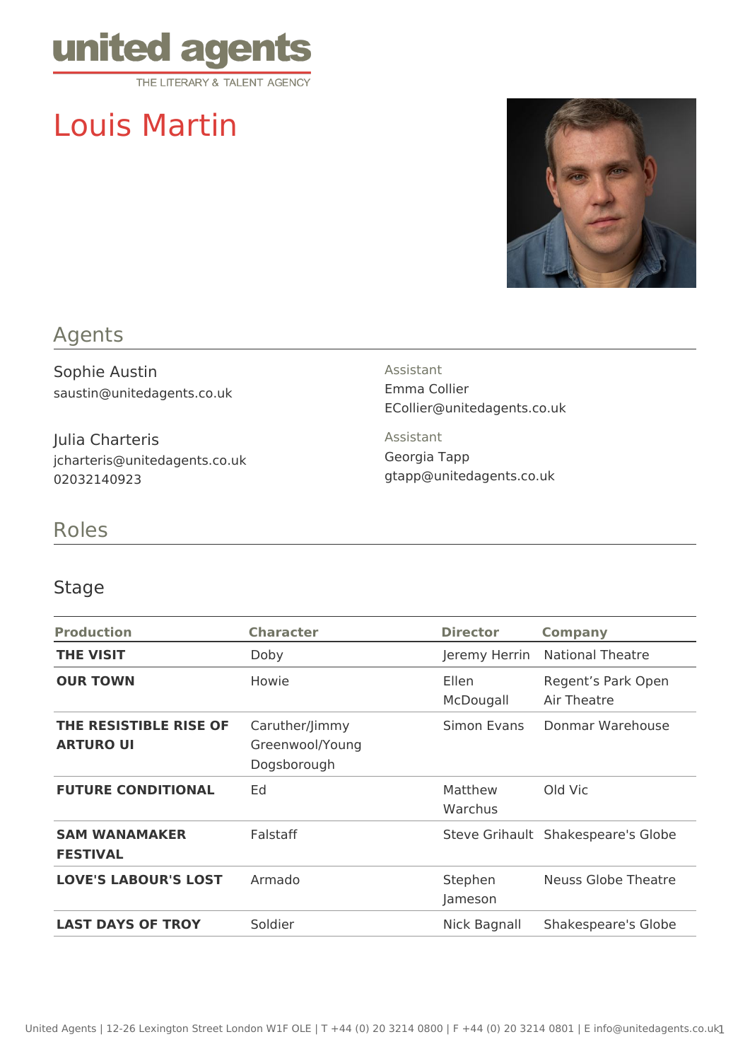united agents
THE LITERARY & TALENT AGENCY

# Louis Martin

## Agents

Sophie Austin
saustin@unitedagents.co.uk

Assistant
Emma Collier
ECollier@unitedagents.co.uk

Julia Charteris
jcharteris@unitedagents.co.uk
02032140923

Assistant
Georgia Tapp
gtapp@unitedagents.co.uk

## Roles

### Stage

| Production | Character | Director | Company |
|---|---|---|---|
| **THE VISIT** | Doby | Jeremy Herrin | National Theatre |
| **OUR TOWN** | Howie | Ellen McDougall | Regent’s Park Open Air Theatre |
| **THE RESISTIBLE RISE OF ARTURO UI** | Caruther/Jimmy Greenwool/Young Dogsborough | Simon Evans | Donmar Warehouse |
| **FUTURE CONDITIONAL** | Ed | Matthew Warchus | Old Vic |
| **SAM WANAMAKER FESTIVAL** | Falstaff | Steve Grihault | Shakespeare's Globe |
| **LOVE'S LABOUR'S LOST** | Armado | Stephen Jameson | Neuss Globe Theatre |
| **LAST DAYS OF TROY** | Soldier | Nick Bagnall | Shakespeare's Globe |

United Agents | 12-26 Lexington Street London W1F OLE | T +44 (0) 20 3214 0800 | F +44 (0) 20 3214 0801 | E info@unitedagents.co.uk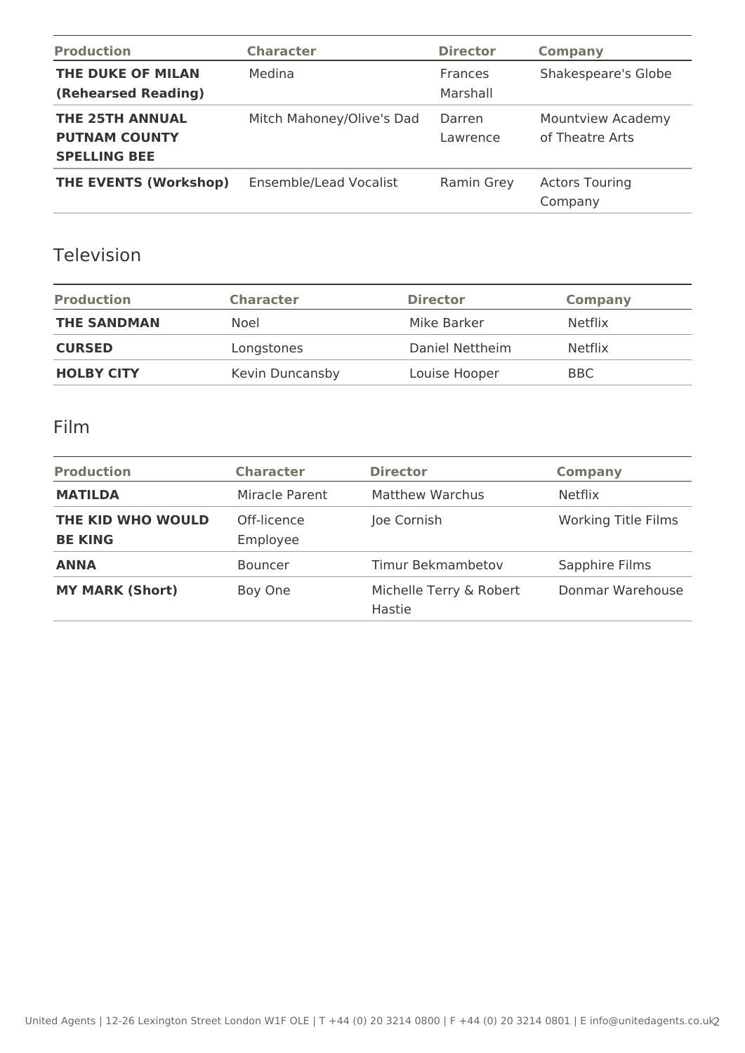| Production | Character | Director | Company |
| --- | --- | --- | --- |
| **THE DUKE OF MILAN (Rehearsed Reading)** | Medina | Frances Marshall | Shakespeare's Globe |
| **THE 25TH ANNUAL PUTNAM COUNTY SPELLING BEE** | Mitch Mahoney/Olive's Dad | Darren Lawrence | Mountview Academy of Theatre Arts |
| **THE EVENTS (Workshop)** | Ensemble/Lead Vocalist | Ramin Grey | Actors Touring Company |

## Television

| Production | Character | Director | Company |
| --- | --- | --- | --- |
| **THE SANDMAN** | Noel | Mike Barker | Netflix |
| **CURSED** | Longstones | Daniel Nettheim | Netflix |
| **HOLBY CITY** | Kevin Duncansby | Louise Hooper | BBC |

## Film

| Production | Character | Director | Company |
| --- | --- | --- | --- |
| **MATILDA** | Miracle Parent | Matthew Warchus | Netflix |
| **THE KID WHO WOULD BE KING** | Off-licence Employee | Joe Cornish | Working Title Films |
| **ANNA** | Bouncer | Timur Bekmambetov | Sapphire Films |
| **MY MARK (Short)** | Boy One | Michelle Terry & Robert Hastie | Donmar Warehouse |